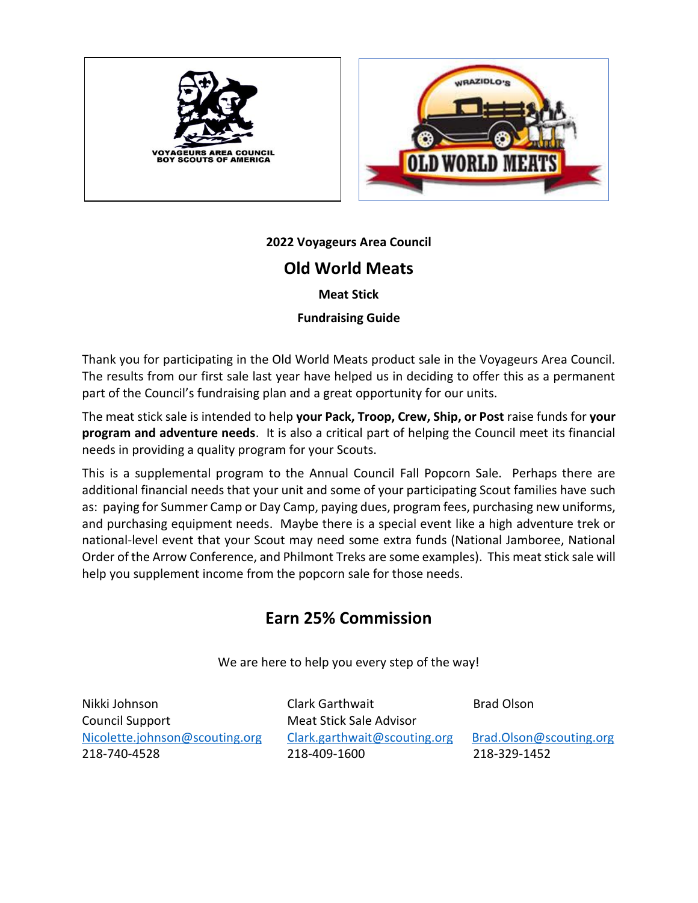VOYAGEURS AREA COUNCIL
BOY SCOUTS OF AMERICA

WRAZIDLO'S
OLD WORLD MEATS

**2022 Voyageurs Area Council**

# Old World Meats

**Meat Stick**

**Fundraising Guide**

Thank you for participating in the Old World Meats product sale in the Voyageurs Area Council. The results from our first sale last year have helped us in deciding to offer this as a permanent part of the Council's fundraising plan and a great opportunity for our units.

The meat stick sale is intended to help **your Pack, Troop, Crew, Ship, or Post** raise funds for **your program and adventure needs**. It is also a critical part of helping the Council meet its financial needs in providing a quality program for your Scouts.

This is a supplemental program to the Annual Council Fall Popcorn Sale. Perhaps there are additional financial needs that your unit and some of your participating Scout families have such as: paying for Summer Camp or Day Camp, paying dues, program fees, purchasing new uniforms, and purchasing equipment needs. Maybe there is a special event like a high adventure trek or national-level event that your Scout may need some extra funds (National Jamboree, National Order of the Arrow Conference, and Philmont Treks are some examples). This meat stick sale will help you supplement income from the popcorn sale for those needs.

## Earn 25% Commission

We are here to help you every step of the way!

Nikki Johnson
Council Support
Nicolette.johnson@scouting.org
218-740-4528

Clark Garthwait
Meat Stick Sale Advisor
Clark.garthwait@scouting.org
218-409-1600

Brad Olson
Brad.Olson@scouting.org
218-329-1452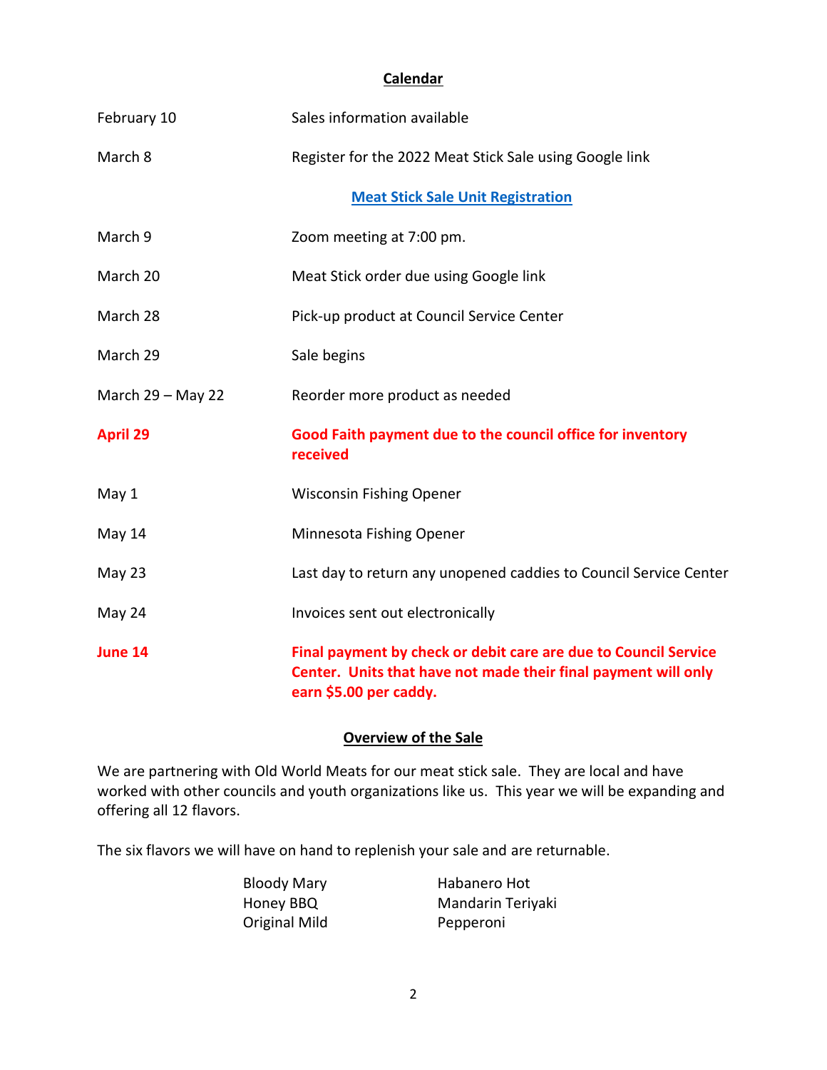## Calendar

| | |
|---|---|
| February 10 | Sales information available |
| March 8 | Register for the 2022 Meat Stick Sale using Google link |
| | **Meat Stick Sale Unit Registration** |
| March 9 | Zoom meeting at 7:00 pm. |
| March 20 | Meat Stick order due using Google link |
| March 28 | Pick-up product at Council Service Center |
| March 29 | Sale begins |
| March 29 – May 22 | Reorder more product as needed |
| **April 29** | **Good Faith payment due to the council office for inventory received** |
| May 1 | Wisconsin Fishing Opener |
| May 14 | Minnesota Fishing Opener |
| May 23 | Last day to return any unopened caddies to Council Service Center |
| May 24 | Invoices sent out electronically |
| **June 14** | **Final payment by check or debit care are due to Council Service Center. Units that have not made their final payment will only earn $5.00 per caddy.** |

## Overview of the Sale

We are partnering with Old World Meats for our meat stick sale. They are local and have worked with other councils and youth organizations like us. This year we will be expanding and offering all 12 flavors.

The six flavors we will have on hand to replenish your sale and are returnable.

| | |
|---|---|
| Bloody Mary | Habanero Hot |
| Honey BBQ | Mandarin Teriyaki |
| Original Mild | Pepperoni |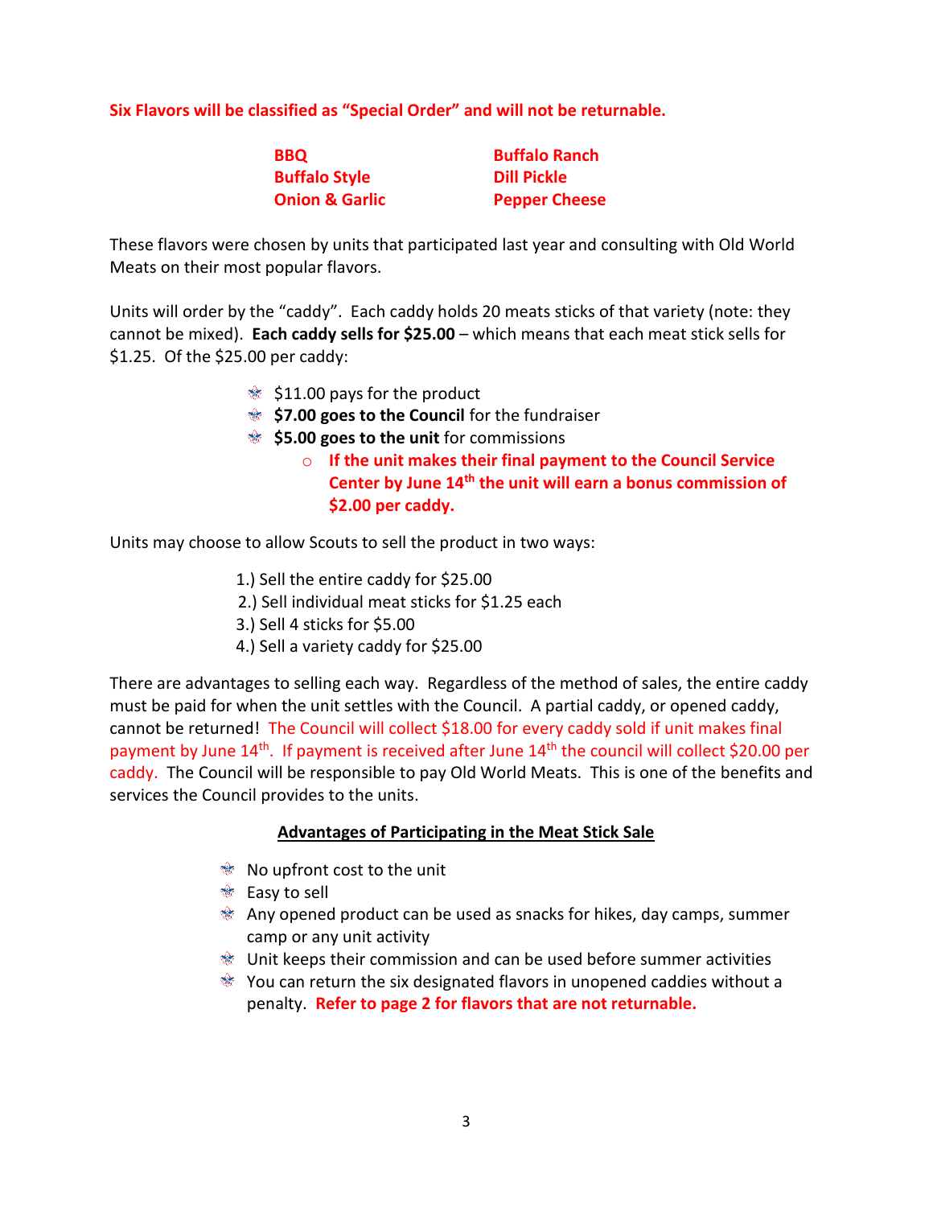**Six Flavors will be classified as "Special Order" and will not be returnable.**

| | |
|---|---|
| **BBQ** | **Buffalo Ranch** |
| **Buffalo Style** | **Dill Pickle** |
| **Onion & Garlic** | **Pepper Cheese** |

These flavors were chosen by units that participated last year and consulting with Old World Meats on their most popular flavors.

Units will order by the "caddy". Each caddy holds 20 meats sticks of that variety (note: they cannot be mixed). **Each caddy sells for $25.00** – which means that each meat stick sells for $1.25. Of the $25.00 per caddy:

- $11.00 pays for the product
- **$7.00 goes to the Council** for the fundraiser
- **$5.00 goes to the unit** for commissions
  - **If the unit makes their final payment to the Council Service Center by June 14th the unit will earn a bonus commission of $2.00 per caddy.**

Units may choose to allow Scouts to sell the product in two ways:

1.) Sell the entire caddy for $25.00
2.) Sell individual meat sticks for $1.25 each
3.) Sell 4 sticks for $5.00
4.) Sell a variety caddy for $25.00

There are advantages to selling each way. Regardless of the method of sales, the entire caddy must be paid for when the unit settles with the Council. A partial caddy, or opened caddy, cannot be returned! The Council will collect $18.00 for every caddy sold if unit makes final payment by June 14th. If payment is received after June 14th the council will collect $20.00 per caddy. The Council will be responsible to pay Old World Meats. This is one of the benefits and services the Council provides to the units.

**Advantages of Participating in the Meat Stick Sale**

- No upfront cost to the unit
- Easy to sell
- Any opened product can be used as snacks for hikes, day camps, summer camp or any unit activity
- Unit keeps their commission and can be used before summer activities
- You can return the six designated flavors in unopened caddies without a penalty. **Refer to page 2 for flavors that are not returnable.**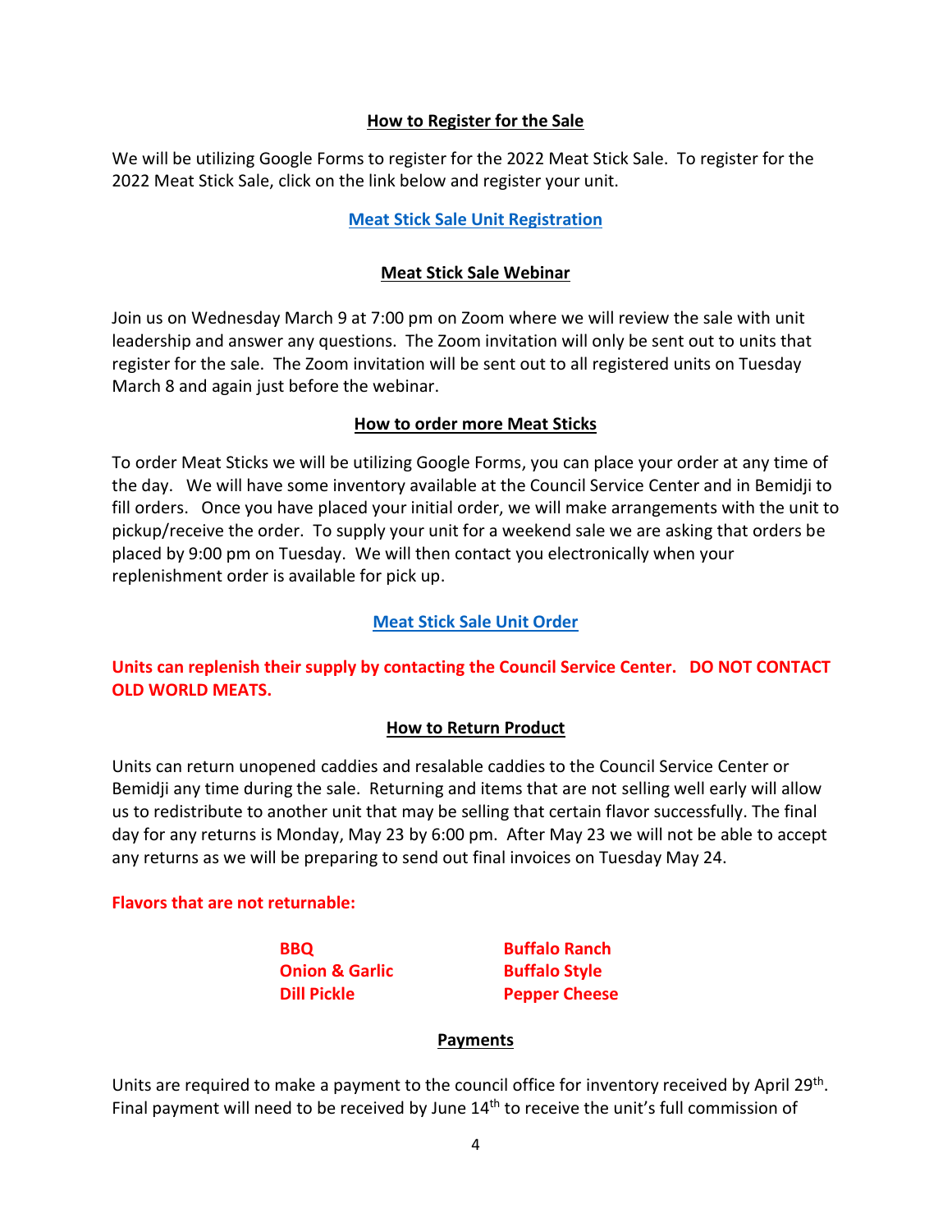## How to Register for the Sale

We will be utilizing Google Forms to register for the 2022 Meat Stick Sale. To register for the 2022 Meat Stick Sale, click on the link below and register your unit.

**Meat Stick Sale Unit Registration**

## Meat Stick Sale Webinar

Join us on Wednesday March 9 at 7:00 pm on Zoom where we will review the sale with unit leadership and answer any questions. The Zoom invitation will only be sent out to units that register for the sale. The Zoom invitation will be sent out to all registered units on Tuesday March 8 and again just before the webinar.

## How to order more Meat Sticks

To order Meat Sticks we will be utilizing Google Forms, you can place your order at any time of the day. We will have some inventory available at the Council Service Center and in Bemidji to fill orders. Once you have placed your initial order, we will make arrangements with the unit to pickup/receive the order. To supply your unit for a weekend sale we are asking that orders be placed by 9:00 pm on Tuesday. We will then contact you electronically when your replenishment order is available for pick up.

**Meat Stick Sale Unit Order**

**Units can replenish their supply by contacting the Council Service Center. DO NOT CONTACT OLD WORLD MEATS.**

## How to Return Product

Units can return unopened caddies and resalable caddies to the Council Service Center or Bemidji any time during the sale. Returning and items that are not selling well early will allow us to redistribute to another unit that may be selling that certain flavor successfully. The final day for any returns is Monday, May 23 by 6:00 pm. After May 23 we will not be able to accept any returns as we will be preparing to send out final invoices on Tuesday May 24.

**Flavors that are not returnable:**

- **BBQ**
- **Onion & Garlic**
- **Dill Pickle**
- **Buffalo Ranch**
- **Buffalo Style**
- **Pepper Cheese**

## Payments

Units are required to make a payment to the council office for inventory received by April 29th. Final payment will need to be received by June 14th to receive the unit's full commission of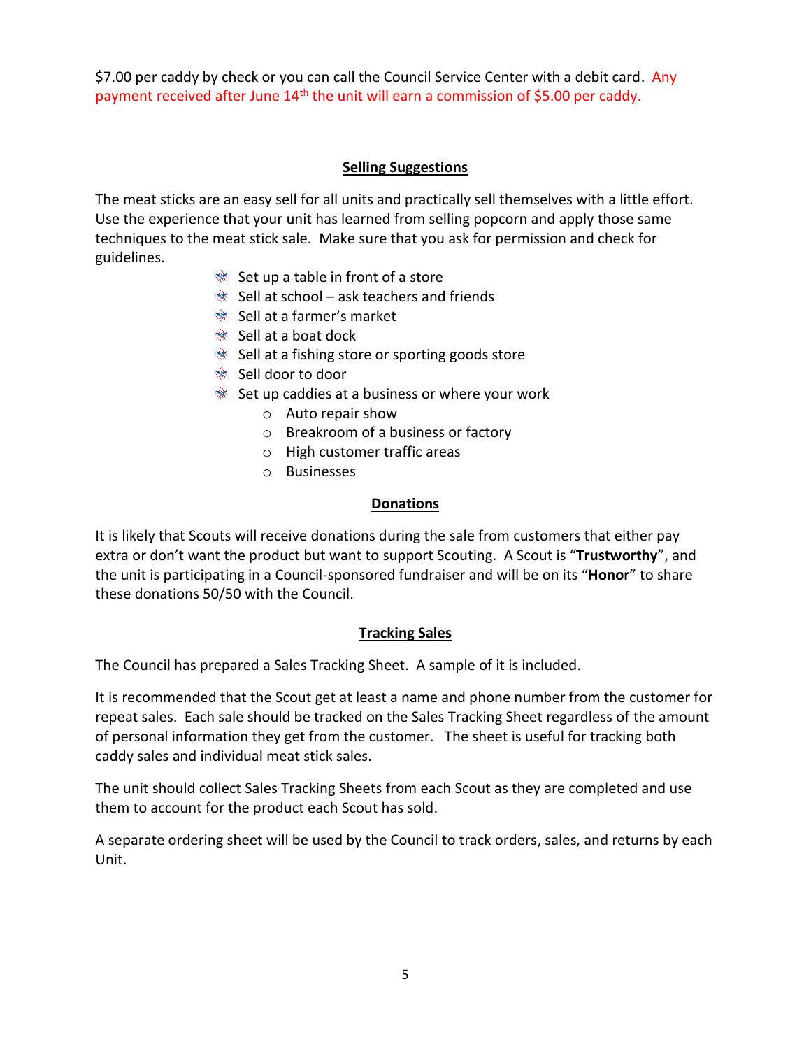$7.00 per caddy by check or you can call the Council Service Center with a debit card. Any payment received after June 14th the unit will earn a commission of $5.00 per caddy.

## Selling Suggestions

The meat sticks are an easy sell for all units and practically sell themselves with a little effort. Use the experience that your unit has learned from selling popcorn and apply those same techniques to the meat stick sale. Make sure that you ask for permission and check for guidelines.

- Set up a table in front of a store
- Sell at school – ask teachers and friends
- Sell at a farmer's market
- Sell at a boat dock
- Sell at a fishing store or sporting goods store
- Sell door to door
- Set up caddies at a business or where your work
  - Auto repair show
  - Breakroom of a business or factory
  - High customer traffic areas
  - Businesses

## Donations

It is likely that Scouts will receive donations during the sale from customers that either pay extra or don't want the product but want to support Scouting. A Scout is "**Trustworthy**", and the unit is participating in a Council-sponsored fundraiser and will be on its "**Honor**" to share these donations 50/50 with the Council.

## Tracking Sales

The Council has prepared a Sales Tracking Sheet. A sample of it is included.

It is recommended that the Scout get at least a name and phone number from the customer for repeat sales. Each sale should be tracked on the Sales Tracking Sheet regardless of the amount of personal information they get from the customer. The sheet is useful for tracking both caddy sales and individual meat stick sales.

The unit should collect Sales Tracking Sheets from each Scout as they are completed and use them to account for the product each Scout has sold.

A separate ordering sheet will be used by the Council to track orders, sales, and returns by each Unit.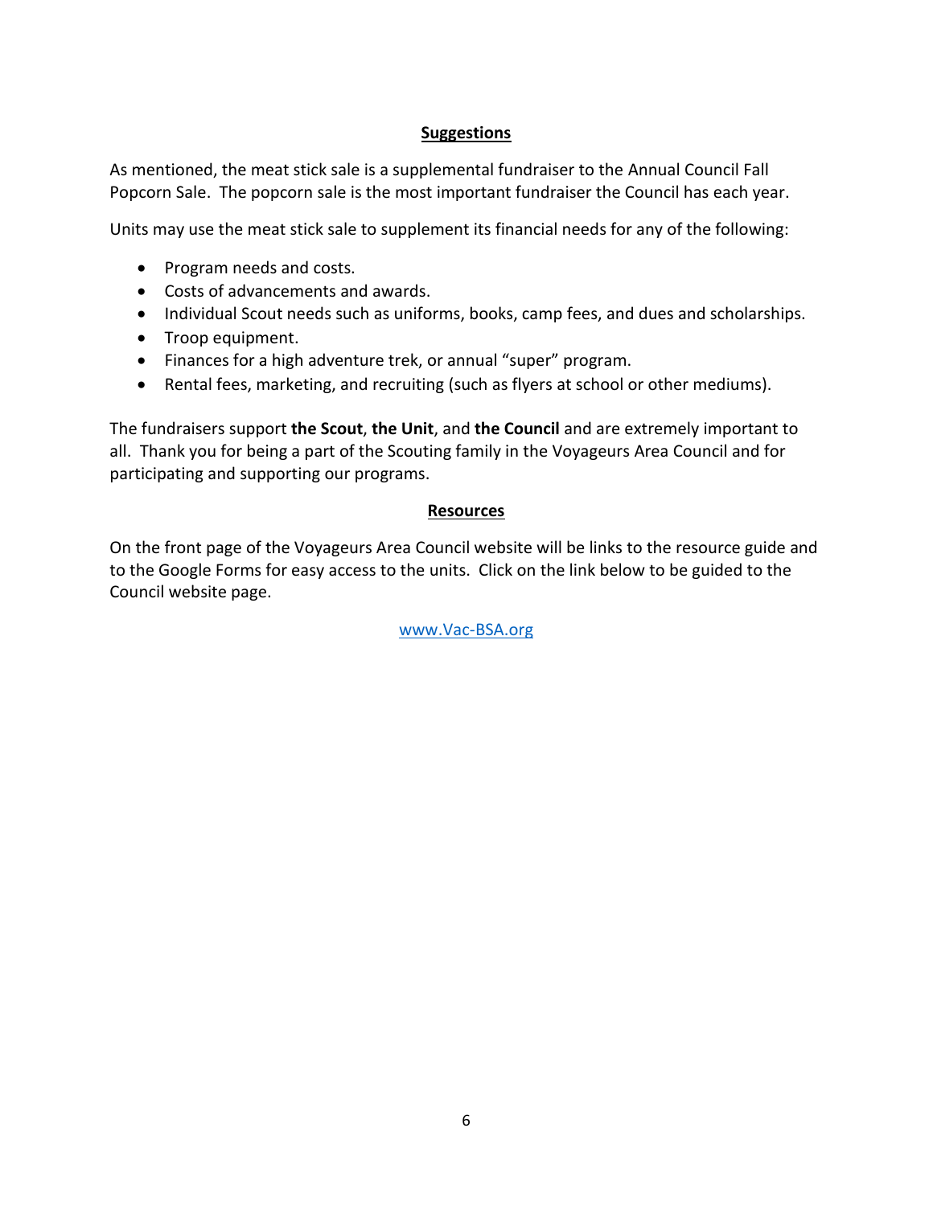## Suggestions

As mentioned, the meat stick sale is a supplemental fundraiser to the Annual Council Fall Popcorn Sale. The popcorn sale is the most important fundraiser the Council has each year.

Units may use the meat stick sale to supplement its financial needs for any of the following:

- Program needs and costs.
- Costs of advancements and awards.
- Individual Scout needs such as uniforms, books, camp fees, and dues and scholarships.
- Troop equipment.
- Finances for a high adventure trek, or annual "super" program.
- Rental fees, marketing, and recruiting (such as flyers at school or other mediums).

The fundraisers support **the Scout**, **the Unit**, and **the Council** and are extremely important to all. Thank you for being a part of the Scouting family in the Voyageurs Area Council and for participating and supporting our programs.

## Resources

On the front page of the Voyageurs Area Council website will be links to the resource guide and to the Google Forms for easy access to the units. Click on the link below to be guided to the Council website page.

[www.Vac-BSA.org](http://www.Vac-BSA.org)